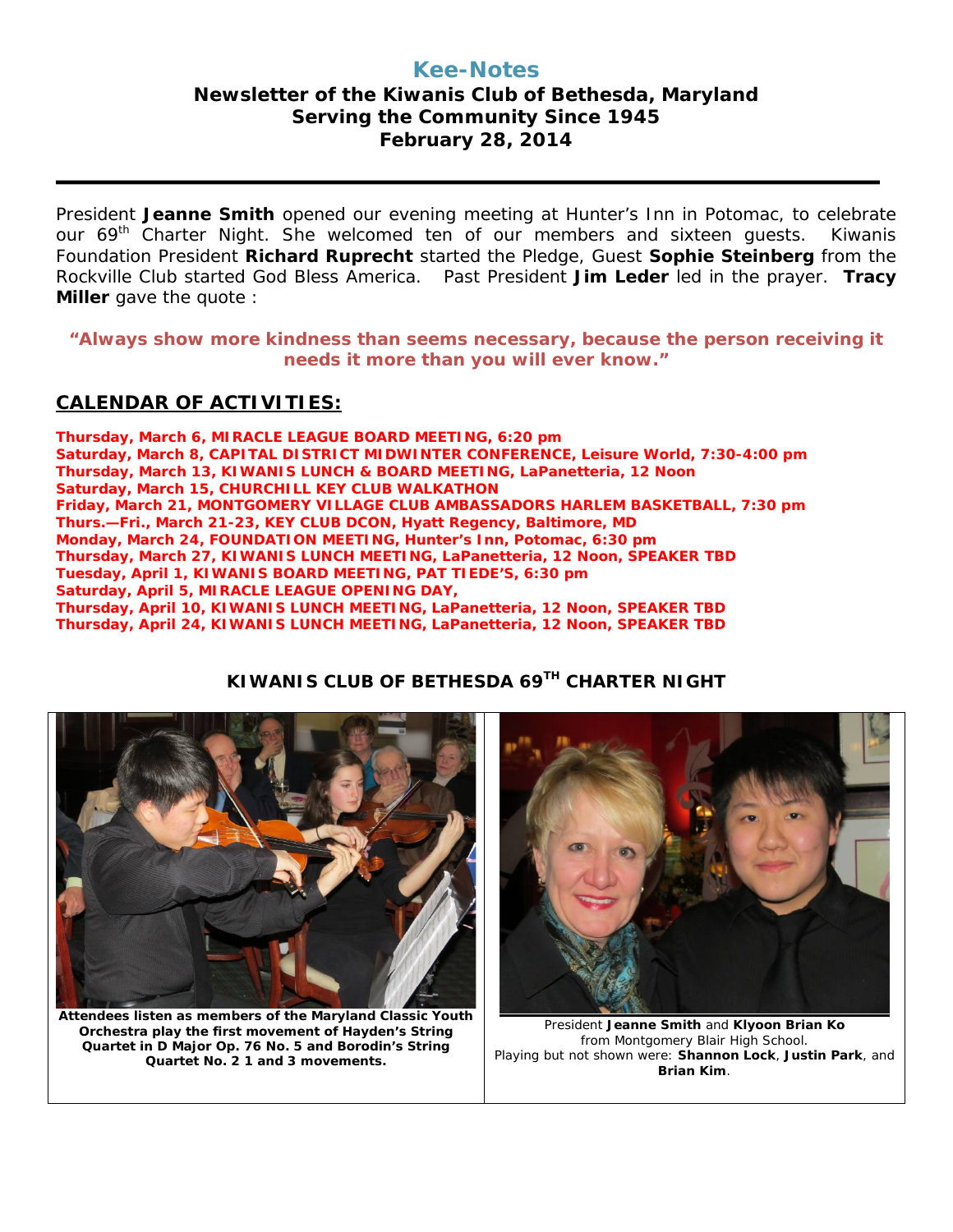# Kee-Notes

## Newsletter of the Kiwanis Club of Bethesda, Maryland
## Serving the Community Since 1945
## February 28, 2014

President **Jeanne Smith** opened our evening meeting at Hunter's Inn in Potomac, to celebrate our 69th Charter Night. She welcomed ten of our members and sixteen guests. Kiwanis Foundation President **Richard Ruprecht** started the Pledge, Guest **Sophie Steinberg** from the Rockville Club started God Bless America. Past President **Jim Leder** led in the prayer. **Tracy Miller** gave the quote :

**"Always show more kindness than seems necessary, because the person receiving it needs it more than you will ever know."**

## CALENDAR OF ACTIVITIES:

**Thursday, March 6, MIRACLE LEAGUE BOARD MEETING, 6:20 pm**
**Saturday, March 8, CAPITAL DISTRICT MIDWINTER CONFERENCE, Leisure World, 7:30-4:00 pm**
**Thursday, March 13, KIWANIS LUNCH & BOARD MEETING, LaPanetteria, 12 Noon**
**Saturday, March 15, CHURCHILL KEY CLUB WALKATHON**
**Friday, March 21, MONTGOMERY VILLAGE CLUB AMBASSADORS HARLEM BASKETBALL, 7:30 pm**
**Thurs.—Fri., March 21-23, KEY CLUB DCON, Hyatt Regency, Baltimore, MD**
**Monday, March 24, FOUNDATION MEETING, Hunter's Inn, Potomac, 6:30 pm**
**Thursday, March 27, KIWANIS LUNCH MEETING, LaPanetteria, 12 Noon, SPEAKER TBD**
**Tuesday, April 1, KIWANIS BOARD MEETING, PAT TIEDE'S, 6:30 pm**
**Saturday, April 5, MIRACLE LEAGUE OPENING DAY,**
**Thursday, April 10, KIWANIS LUNCH MEETING, LaPanetteria, 12 Noon, SPEAKER TBD**
**Thursday, April 24, KIWANIS LUNCH MEETING, LaPanetteria, 12 Noon, SPEAKER TBD**

## KIWANIS CLUB OF BETHESDA 69TH CHARTER NIGHT

**Attendees listen as members of the Maryland Classic Youth Orchestra play the first movement of Hayden's String Quartet in D Major Op. 76 No. 5 and Borodin's String Quartet No. 2 1 and 3 movements.**

President **Jeanne Smith** and **Klyoon Brian Ko** from Montgomery Blair High School.
Playing but not shown were: **Shannon Lock**, **Justin Park**, and **Brian Kim**.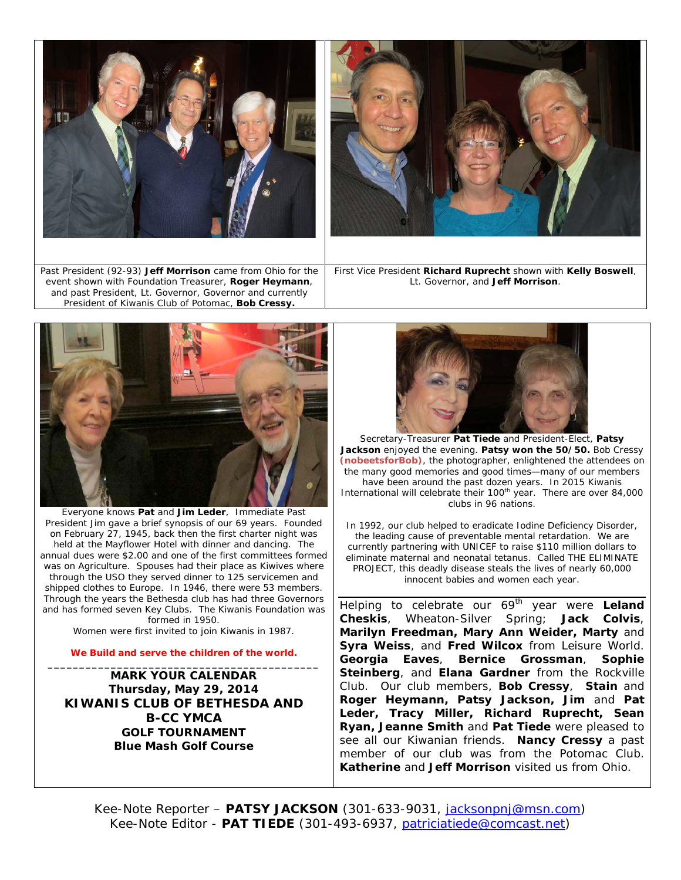Past President (92-93) **Jeff Morrison** came from Ohio for the event shown with Foundation Treasurer, **Roger Heymann**, and past President, Lt. Governor, Governor and currently President of Kiwanis Club of Potomac, **Bob Cressy.**

First Vice President **Richard Ruprecht** shown with **Kelly Boswell**, Lt. Governor, and **Jeff Morrison**.

Everyone knows **Pat** and **Jim Leder**, Immediate Past President Jim gave a brief synopsis of our 69 years. Founded on February 27, 1945, back then the first charter night was held at the Mayflower Hotel with dinner and dancing. The annual dues were $2.00 and one of the first committees formed was on Agriculture. Spouses had their place as Kiwives where through the USO they served dinner to 125 servicemen and shipped clothes to Europe. In 1946, there were 53 members. Through the years the Bethesda club has had three Governors and has formed seven Key Clubs. The Kiwanis Foundation was formed in 1950.

Women were first invited to join Kiwanis in 1987.

**We Build and serve the children of the world.**

---

**MARK YOUR CALENDAR**
**Thursday, May 29, 2014**
**KIWANIS CLUB OF BETHESDA AND B-CC YMCA**
**GOLF TOURNAMENT**
**Blue Mash Golf Course**

Secretary-Treasurer **Pat Tiede** and President-Elect, **Patsy Jackson** enjoyed the evening. **Patsy won the 50/50.** Bob Cressy **(nobeetsforBob)**, the photographer, enlightened the attendees on the many good memories and good times—many of our members have been around the past dozen years. In 2015 Kiwanis International will celebrate their 100th year. There are over 84,000 clubs in 96 nations.

In 1992, our club helped to eradicate Iodine Deficiency Disorder, the leading cause of preventable mental retardation. We are currently partnering with UNICEF to raise $110 million dollars to eliminate maternal and neonatal tetanus. Called THE ELIMINATE PROJECT, this deadly disease steals the lives of nearly 60,000 innocent babies and women each year.

---

Helping to celebrate our 69th year were **Leland Cheskis**, Wheaton-Silver Spring; **Jack Colvis**, **Marilyn Freedman, Mary Ann Weider, Marty** and **Syra Weiss**, and **Fred Wilcox** from Leisure World. **Georgia Eaves**, **Bernice Grossman**, **Sophie Steinberg**, and **Elana Gardner** from the Rockville Club. Our club members, **Bob Cressy**, **Stain** and **Roger Heymann, Patsy Jackson, Jim** and **Pat Leder, Tracy Miller, Richard Ruprecht, Sean Ryan, Jeanne Smith** and **Pat Tiede** were pleased to see all our Kiwanian friends. **Nancy Cressy** a past member of our club was from the Potomac Club. **Katherine** and **Jeff Morrison** visited us from Ohio.

Kee-Note Reporter – **PATSY JACKSON** (301-633-9031, jacksonpnj@msn.com)
Kee-Note Editor - **PAT TIEDE** (301-493-6937, patriciatiede@comcast.net)